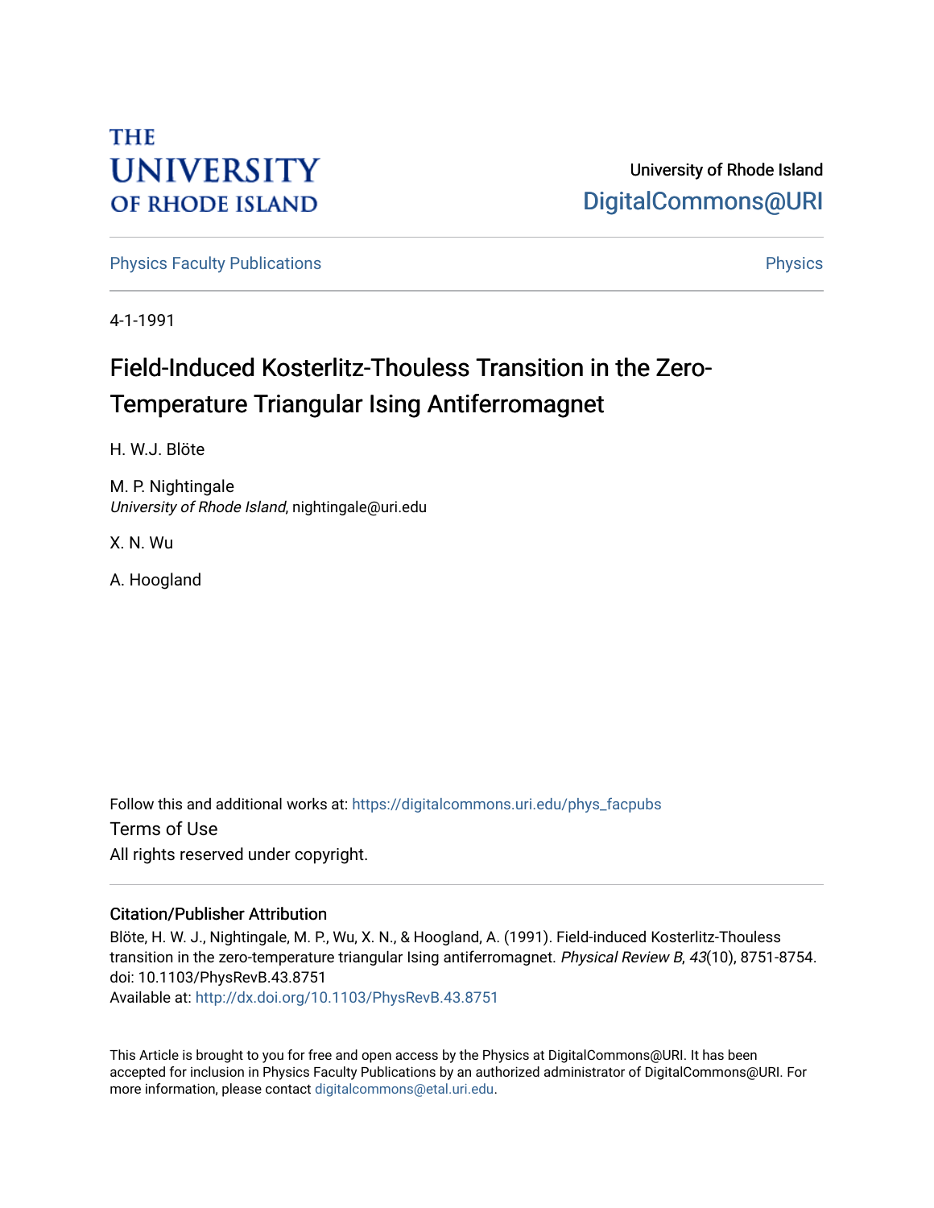THE UNIVERSITY OF RHODE ISLAND

University of Rhode Island
DigitalCommons@URI

Physics Faculty Publications | Physics

4-1-1991

# Field-Induced Kosterlitz-Thouless Transition in the Zero-Temperature Triangular Ising Antiferromagnet

H. W.J. Blöte

M. P. Nightingale
*University of Rhode Island*, nightingale@uri.edu

X. N. Wu

A. Hoogland

Follow this and additional works at: https://digitalcommons.uri.edu/phys_facpubs

Terms of Use
All rights reserved under copyright.

## Citation/Publisher Attribution

Blöte, H. W. J., Nightingale, M. P., Wu, X. N., & Hoogland, A. (1991). Field-induced Kosterlitz-Thouless transition in the zero-temperature triangular Ising antiferromagnet. *Physical Review B*, *43*(10), 8751-8754. doi: 10.1103/PhysRevB.43.8751
Available at: http://dx.doi.org/10.1103/PhysRevB.43.8751

This Article is brought to you for free and open access by the Physics at DigitalCommons@URI. It has been accepted for inclusion in Physics Faculty Publications by an authorized administrator of DigitalCommons@URI. For more information, please contact digitalcommons@etal.uri.edu.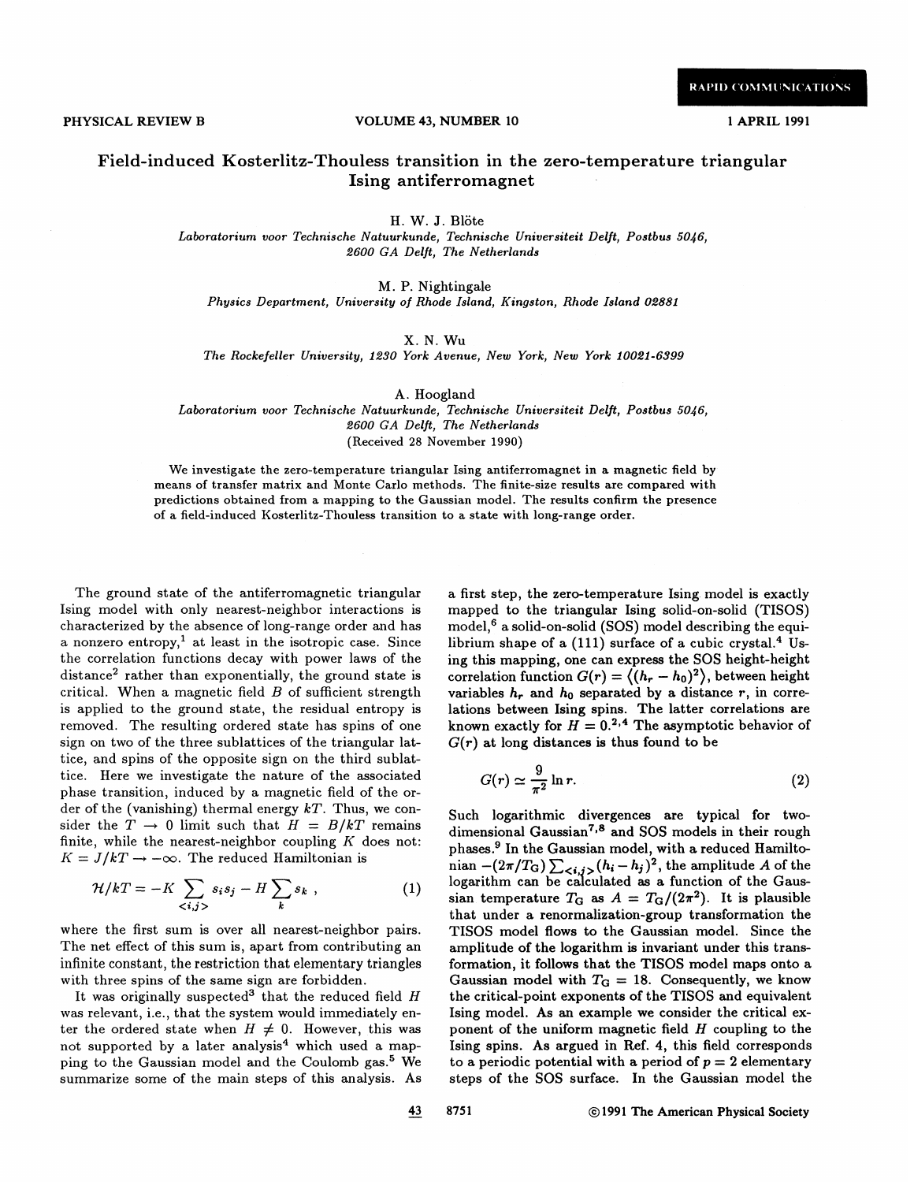# Field-induced Kosterlitz-Thouless transition in the zero-temperature triangular Ising antiferromagnet

H. W. J. Blöte

*Laboratorium voor Technische Natuurkunde, Technische Universiteit Delft, Postbus 5046, 2600 GA Delft, The Netherlands*

M. P. Nightingale

*Physics Department, University of Rhode Island, Kingston, Rhode Island 02881*

X. N. Wu

*The Rockefeller University, 1230 York Avenue, New York, New York 10021-6399*

A. Hoogland

*Laboratorium voor Technische Natuurkunde, Technische Universiteit Delft, Postbus 5046, 2600 GA Delft, The Netherlands*

(Received 28 November 1990)

We investigate the zero-temperature triangular Ising antiferromagnet in a magnetic field by means of transfer matrix and Monte Carlo methods. The finite-size results are compared with predictions obtained from a mapping to the Gaussian model. The results confirm the presence of a field-induced Kosterlitz-Thouless transition to a state with long-range order.

The ground state of the antiferromagnetic triangular Ising model with only nearest-neighbor interactions is characterized by the absence of long-range order and has a nonzero entropy,[1] at least in the isotropic case. Since the correlation functions decay with power laws of the distance[2] rather than exponentially, the ground state is critical. When a magnetic field $B$ of sufficient strength is applied to the ground state, the residual entropy is removed. The resulting ordered state has spins of one sign on two of the three sublattices of the triangular lattice, and spins of the opposite sign on the third sublattice. Here we investigate the nature of the associated phase transition, induced by a magnetic field of the order of the (vanishing) thermal energy $kT$. Thus, we consider the $T \rightarrow 0$ limit such that $H = B/kT$ remains finite, while the nearest-neighbor coupling $K$ does not: $K = J/kT \rightarrow -\infty$. The reduced Hamiltonian is

$$\mathcal{H}/kT = -K \sum_{<i,j>} s_i s_j - H \sum_k s_k \ , \tag{1}$$

where the first sum is over all nearest-neighbor pairs. The net effect of this sum is, apart from contributing an infinite constant, the restriction that elementary triangles with three spins of the same sign are forbidden.

It was originally suspected[3] that the reduced field $H$ was relevant, i.e., that the system would immediately enter the ordered state when $H \neq 0$. However, this was not supported by a later analysis[4] which used a mapping to the Gaussian model and the Coulomb gas.[5] We summarize some of the main steps of this analysis. As a first step, the zero-temperature Ising model is exactly mapped to the triangular Ising solid-on-solid (TISOS) model,[6] a solid-on-solid (SOS) model describing the equilibrium shape of a (111) surface of a cubic crystal.[4] Using this mapping, one can express the SOS height-height correlation function $G(r) = \langle (h_r - h_0)^2 \rangle$, between height variables $h_r$ and $h_0$ separated by a distance $r$, in correlations between Ising spins. The latter correlations are known exactly for $H = 0$.[2,4] The asymptotic behavior of $G(r)$ at long distances is thus found to be

$$G(r) \simeq \frac{9}{\pi^2} \ln r. \tag{2}$$

Such logarithmic divergences are typical for two-dimensional Gaussian[7,8] and SOS models in their rough phases.[9] In the Gaussian model, with a reduced Hamiltonian $-(2\pi/T_G) \sum_{<i,j>} (h_i - h_j)^2$, the amplitude $A$ of the logarithm can be calculated as a function of the Gaussian temperature $T_G$ as $A = T_G/(2\pi^2)$. It is plausible that under a renormalization-group transformation the TISOS model flows to the Gaussian model. Since the amplitude of the logarithm is invariant under this transformation, it follows that the TISOS model maps onto a Gaussian model with $T_G = 18$. Consequently, we know the critical-point exponents of the TISOS and equivalent Ising model. As an example we consider the critical exponent of the uniform magnetic field $H$ coupling to the Ising spins. As argued in Ref. 4, this field corresponds to a periodic potential with a period of $p = 2$ elementary steps of the SOS surface. In the Gaussian model the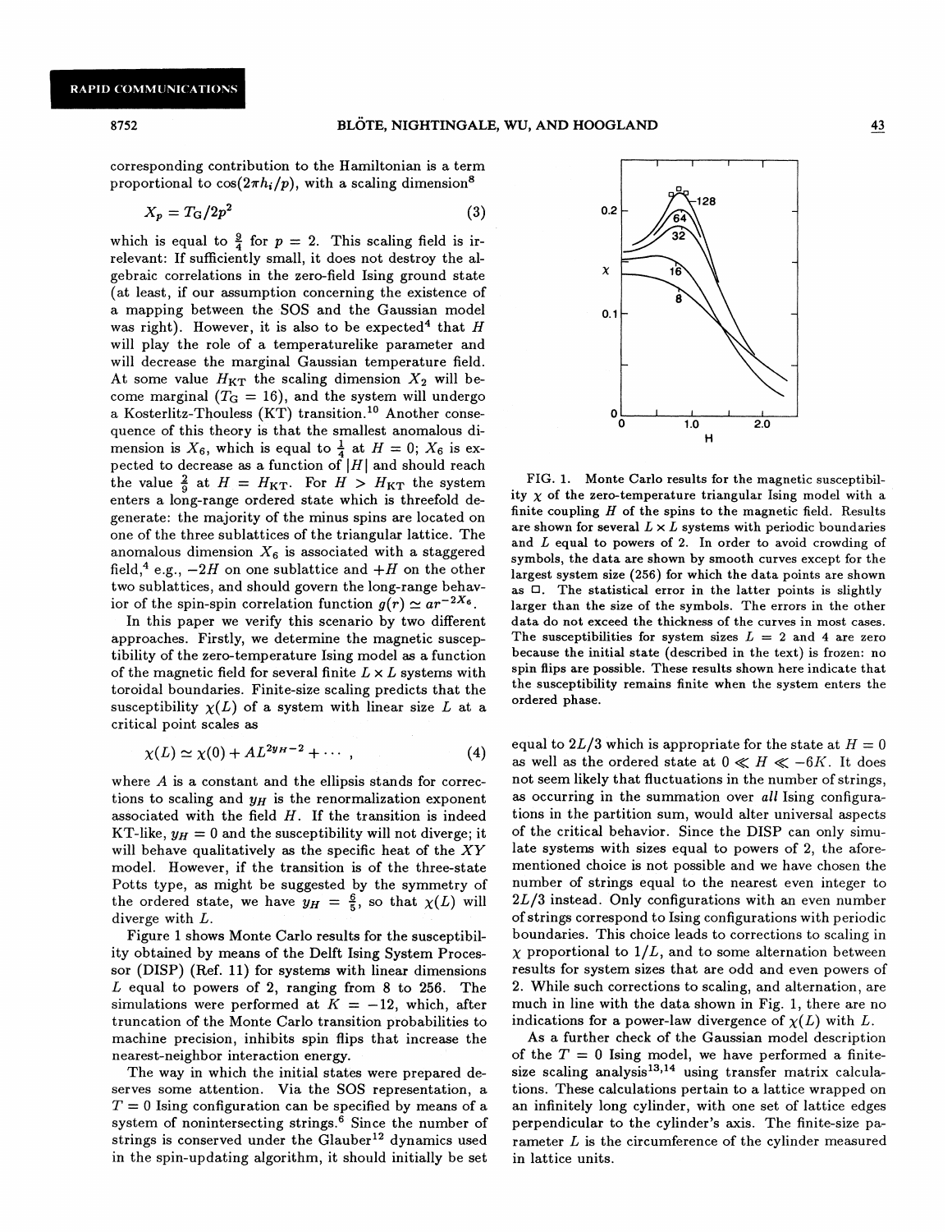corresponding contribution to the Hamiltonian is a term proportional to $\cos(2\pi h_i/p)$, with a scaling dimension[8]

$$X_p = T_G/2p^2 \tag{3}$$

which is equal to $\frac{9}{4}$ for $p = 2$. This scaling field is irrelevant: If sufficiently small, it does not destroy the algebraic correlations in the zero-field Ising ground state (at least, if our assumption concerning the existence of a mapping between the SOS and the Gaussian model was right). However, it is also to be expected[4] that $H$ will play the role of a temperaturelike parameter and will decrease the marginal Gaussian temperature field. At some value $H_{KT}$ the scaling dimension $X_2$ will become marginal ($T_G = 16$), and the system will undergo a Kosterlitz-Thouless (KT) transition.[10] Another consequence of this theory is that the smallest anomalous dimension is $X_6$, which is equal to $\frac{1}{4}$ at $H = 0$; $X_6$ is expected to decrease as a function of $|H|$ and should reach the value $\frac{2}{9}$ at $H = H_{KT}$. For $H > H_{KT}$ the system enters a long-range ordered state which is threefold degenerate: the majority of the minus spins are located on one of the three sublattices of the triangular lattice. The anomalous dimension $X_6$ is associated with a staggered field,[4] e.g., $-2H$ on one sublattice and $+H$ on the other two sublattices, and should govern the long-range behavior of the spin-spin correlation function $g(r) \simeq ar^{-2X_6}$.

In this paper we verify this scenario by two different approaches. Firstly, we determine the magnetic susceptibility of the zero-temperature Ising model as a function of the magnetic field for several finite $L \times L$ systems with toroidal boundaries. Finite-size scaling predicts that the susceptibility $\chi(L)$ of a system with linear size $L$ at a critical point scales as

$$\chi(L) \simeq \chi(0) + AL^{2y_H - 2} + \cdots , \tag{4}$$

where $A$ is a constant and the ellipsis stands for corrections to scaling and $y_H$ is the renormalization exponent associated with the field $H$. If the transition is indeed KT-like, $y_H = 0$ and the susceptibility will not diverge; it will behave qualitatively as the specific heat of the $XY$ model. However, if the transition is of the three-state Potts type, as might be suggested by the symmetry of the ordered state, we have $y_H = \frac{6}{5}$, so that $\chi(L)$ will diverge with $L$.

Figure 1 shows Monte Carlo results for the susceptibility obtained by means of the Delft Ising System Processor (DISP) (Ref. 11) for systems with linear dimensions $L$ equal to powers of 2, ranging from 8 to 256. The simulations were performed at $K = -12$, which, after truncation of the Monte Carlo transition probabilities to machine precision, inhibits spin flips that increase the nearest-neighbor interaction energy.

The way in which the initial states were prepared deserves some attention. Via the SOS representation, a $T = 0$ Ising configuration can be specified by means of a system of nonintersecting strings.[6] Since the number of strings is conserved under the Glauber[12] dynamics used in the spin-updating algorithm, it should initially be set equal to $2L/3$ which is appropriate for the state at $H = 0$ as well as the ordered state at $0 \ll H \ll -6K$. It does not seem likely that fluctuations in the number of strings, as occurring in the summation over *all* Ising configurations in the partition sum, would alter universal aspects of the critical behavior. Since the DISP can only simulate systems with sizes equal to powers of 2, the aforementioned choice is not possible and we have chosen the number of strings equal to the nearest even integer to $2L/3$ instead. Only configurations with an even number of strings correspond to Ising configurations with periodic boundaries. This choice leads to corrections to scaling in $\chi$ proportional to $1/L$, and to some alternation between results for system sizes that are odd and even powers of 2. While such corrections to scaling, and alternation, are much in line with the data shown in Fig. 1, there are no indications for a power-law divergence of $\chi(L)$ with $L$.

As a further check of the Gaussian model description of the $T = 0$ Ising model, we have performed a finite-size scaling analysis[13,14] using transfer matrix calculations. These calculations pertain to a lattice wrapped on an infinitely long cylinder, with one set of lattice edges perpendicular to the cylinder's axis. The finite-size parameter $L$ is the circumference of the cylinder measured in lattice units.

FIG. 1. Monte Carlo results for the magnetic susceptibility $\chi$ of the zero-temperature triangular Ising model with a finite coupling $H$ of the spins to the magnetic field. Results are shown for several $L \times L$ systems with periodic boundaries and $L$ equal to powers of 2. In order to avoid crowding of symbols, the data are shown by smooth curves except for the largest system size (256) for which the data points are shown as □. The statistical error in the latter points is slightly larger than the size of the symbols. The errors in the other data do not exceed the thickness of the curves in most cases. The susceptibilities for system sizes $L = 2$ and 4 are zero because the initial state (described in the text) is frozen: no spin flips are possible. These results shown here indicate that the susceptibility remains finite when the system enters the ordered phase.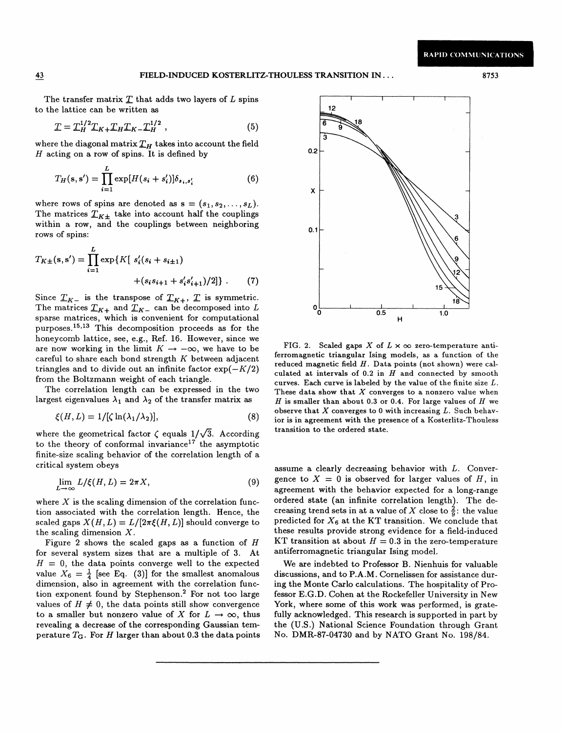The transfer matrix $\underline{T}$ that adds two layers of $L$ spins to the lattice can be written as

$$\underline{T} = \underline{T}_H^{1/2} \underline{T}_{K+} \underline{T}_H \underline{T}_{K-} \underline{T}_H^{1/2} , \tag{5}$$

where the diagonal matrix $\underline{T}_H$ takes into account the field $H$ acting on a row of spins. It is defined by

$$T_H(\mathbf{s}, \mathbf{s}') = \prod_{i=1}^{L} \exp[H(s_i + s_i')]\delta_{s_i, s_i'} \tag{6}$$

where rows of spins are denoted as $\mathbf{s} = (s_1, s_2, \ldots, s_L)$. The matrices $\underline{T}_{K\pm}$ take into account half the couplings within a row, and the couplings between neighboring rows of spins:

$$T_{K\pm}(\mathbf{s}, \mathbf{s}') = \prod_{i=1}^{L} \exp\{K[\, s_i'(s_i + s_{i\pm1}) + (s_i s_{i+1} + s_i' s_{i+1}')/2]\} . \tag{7}$$

Since $\underline{T}_{K-}$ is the transpose of $\underline{T}_{K+}$, $\underline{T}$ is symmetric. The matrices $\underline{T}_{K+}$ and $\underline{T}_{K-}$ can be decomposed into $L$ sparse matrices, which is convenient for computational purposes.[15,13] This decomposition proceeds as for the honeycomb lattice, see, e.g., Ref. 16. However, since we are now working in the limit $K \to -\infty$, we have to be careful to share each bond strength $K$ between adjacent triangles and to divide out an infinite factor $\exp(-K/2)$ from the Boltzmann weight of each triangle.

The correlation length can be expressed in the two largest eigenvalues $\lambda_1$ and $\lambda_2$ of the transfer matrix as

$$\xi(H, L) = 1/[\zeta \ln(\lambda_1/\lambda_2)], \tag{8}$$

where the geometrical factor $\zeta$ equals $1/\sqrt{3}$. According to the theory of conformal invariance[17] the asymptotic finite-size scaling behavior of the correlation length of a critical system obeys

$$\lim_{L\to\infty} L/\xi(H, L) = 2\pi X, \tag{9}$$

where $X$ is the scaling dimension of the correlation function associated with the correlation length. Hence, the scaled gaps $X(H, L) = L/[2\pi\xi(H, L)]$ should converge to the scaling dimension $X$.

Figure 2 shows the scaled gaps as a function of $H$ for several system sizes that are a multiple of 3. At $H = 0$, the data points converge well to the expected value $X_6 = \frac{1}{4}$ [see Eq. (3)] for the smallest anomalous dimension, also in agreement with the correlation function exponent found by Stephenson.[2] For not too large values of $H \neq 0$, the data points still show convergence to a smaller but nonzero value of $X$ for $L \to \infty$, thus revealing a decrease of the corresponding Gaussian temperature $T_G$. For $H$ larger than about 0.3 the data points assume a clearly decreasing behavior with $L$. Convergence to $X = 0$ is observed for larger values of $H$, in agreement with the behavior expected for a long-range ordered state (an infinite correlation length). The decreasing trend sets in at a value of $X$ close to $\frac{2}{9}$: the value predicted for $X_6$ at the KT transition. We conclude that these results provide strong evidence for a field-induced KT transition at about $H = 0.3$ in the zero-temperature antiferromagnetic triangular Ising model.

FIG. 2. Scaled gaps $X$ of $L \times \infty$ zero-temperature antiferromagnetic triangular Ising models, as a function of the reduced magnetic field $H$. Data points (not shown) were calculated at intervals of 0.2 in $H$ and connected by smooth curves. Each curve is labeled by the value of the finite size $L$. These data show that $X$ converges to a nonzero value when $H$ is smaller than about 0.3 or 0.4. For large values of $H$ we observe that $X$ converges to 0 with increasing $L$. Such behavior is in agreement with the presence of a Kosterlitz-Thouless transition to the ordered state.

We are indebted to Professor B. Nienhuis for valuable discussions, and to P.A.M. Cornelissen for assistance during the Monte Carlo calculations. The hospitality of Professor E.G.D. Cohen at the Rockefeller University in New York, where some of this work was performed, is gratefully acknowledged. This research is supported in part by the (U.S.) National Science Foundation through Grant No. DMR-87-04730 and by NATO Grant No. 198/84.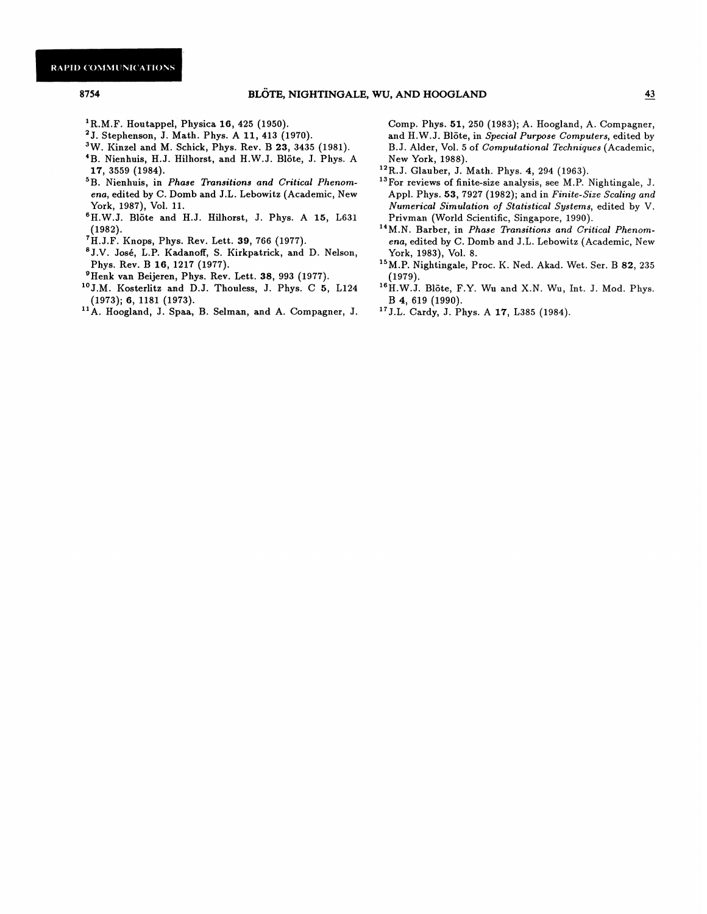[1] R.M.F. Houtappel, Physica **16**, 425 (1950).

[2] J. Stephenson, J. Math. Phys. A **11**, 413 (1970).

[3] W. Kinzel and M. Schick, Phys. Rev. B **23**, 3435 (1981).

[4] B. Nienhuis, H.J. Hilhorst, and H.W.J. Blöte, J. Phys. A **17**, 3559 (1984).

[5] B. Nienhuis, in *Phase Transitions and Critical Phenomena*, edited by C. Domb and J.L. Lebowitz (Academic, New York, 1987), Vol. 11.

[6] H.W.J. Blöte and H.J. Hilhorst, J. Phys. A **15**, L631 (1982).

[7] H.J.F. Knops, Phys. Rev. Lett. **39**, 766 (1977).

[8] J.V. José, L.P. Kadanoff, S. Kirkpatrick, and D. Nelson, Phys. Rev. B **16**, 1217 (1977).

[9] Henk van Beijeren, Phys. Rev. Lett. **38**, 993 (1977).

[10] J.M. Kosterlitz and D.J. Thouless, J. Phys. C **5**, L124 (1973); **6**, 1181 (1973).

[11] A. Hoogland, J. Spaa, B. Selman, and A. Compagner, J. Comp. Phys. **51**, 250 (1983); A. Hoogland, A. Compagner, and H.W.J. Blöte, in *Special Purpose Computers*, edited by B.J. Alder, Vol. 5 of *Computational Techniques* (Academic, New York, 1988).

[12] R.J. Glauber, J. Math. Phys. **4**, 294 (1963).

[13] For reviews of finite-size analysis, see M.P. Nightingale, J. Appl. Phys. **53**, 7927 (1982); and in *Finite-Size Scaling and Numerical Simulation of Statistical Systems*, edited by V. Privman (World Scientific, Singapore, 1990).

[14] M.N. Barber, in *Phase Transitions and Critical Phenomena*, edited by C. Domb and J.L. Lebowitz (Academic, New York, 1983), Vol. 8.

[15] M.P. Nightingale, Proc. K. Ned. Akad. Wet. Ser. B **82**, 235 (1979).

[16] H.W.J. Blöte, F.Y. Wu and X.N. Wu, Int. J. Mod. Phys. B **4**, 619 (1990).

[17] J.L. Cardy, J. Phys. A **17**, L385 (1984).